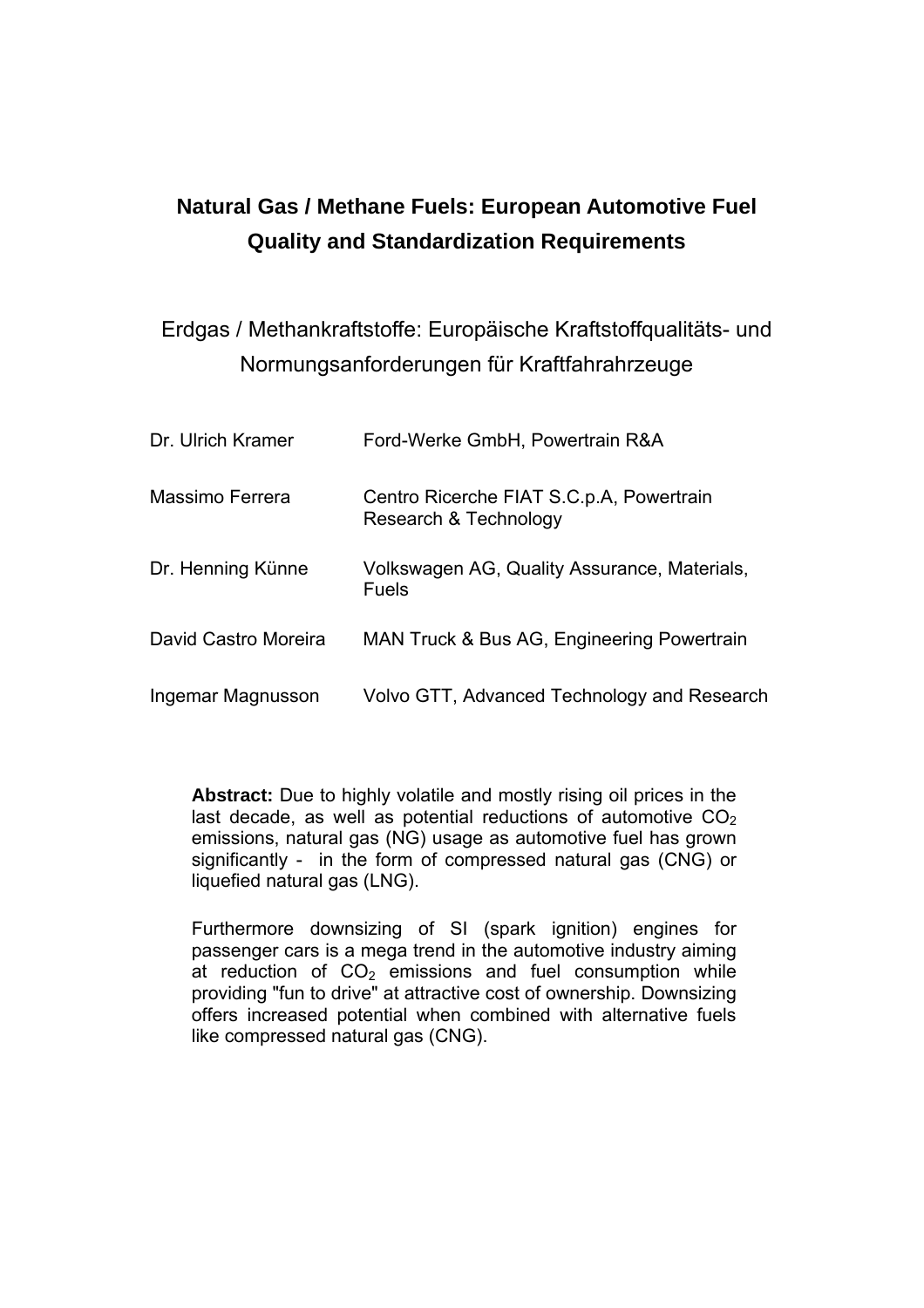# Natural Gas / Methane Fuels: European Automotive Fuel Quality and Standardization Requirements

## Erdgas / Methankraftstoffe: Europäische Kraftstoffqualitäts- und Normungsanforderungen für Kraftfahrahrzeuge

| | |
|---|---|
| Dr. Ulrich Kramer | Ford-Werke GmbH, Powertrain R&A |
| Massimo Ferrera | Centro Ricerche FIAT S.C.p.A, Powertrain Research & Technology |
| Dr. Henning Künne | Volkswagen AG, Quality Assurance, Materials, Fuels |
| David Castro Moreira | MAN Truck & Bus AG, Engineering Powertrain |
| Ingemar Magnusson | Volvo GTT, Advanced Technology and Research |

**Abstract:** Due to highly volatile and mostly rising oil prices in the last decade, as well as potential reductions of automotive $CO_2$ emissions, natural gas (NG) usage as automotive fuel has grown significantly - in the form of compressed natural gas (CNG) or liquefied natural gas (LNG).

Furthermore downsizing of SI (spark ignition) engines for passenger cars is a mega trend in the automotive industry aiming at reduction of $CO_2$ emissions and fuel consumption while providing "fun to drive" at attractive cost of ownership. Downsizing offers increased potential when combined with alternative fuels like compressed natural gas (CNG).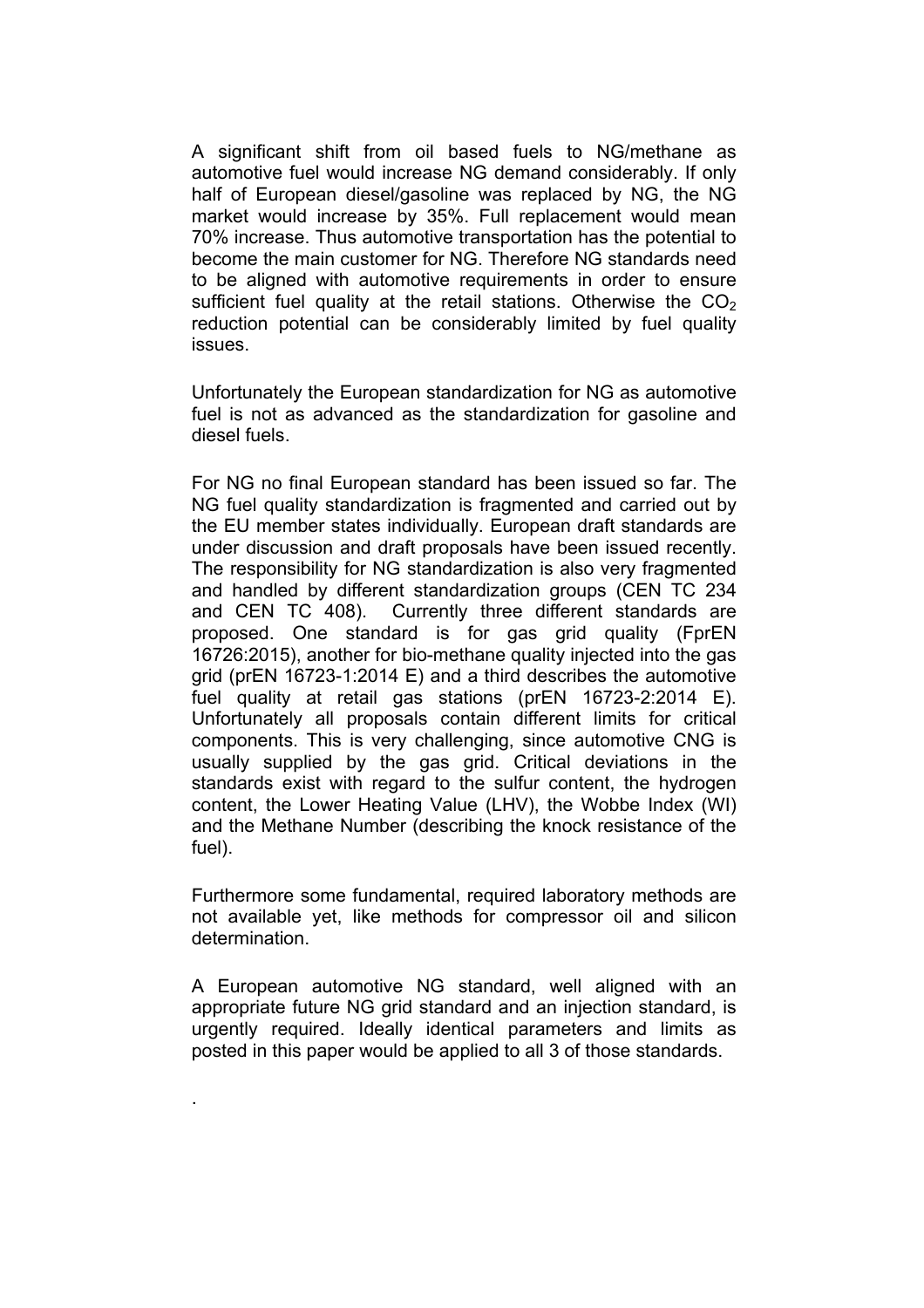A significant shift from oil based fuels to NG/methane as automotive fuel would increase NG demand considerably. If only half of European diesel/gasoline was replaced by NG, the NG market would increase by 35%. Full replacement would mean 70% increase. Thus automotive transportation has the potential to become the main customer for NG. Therefore NG standards need to be aligned with automotive requirements in order to ensure sufficient fuel quality at the retail stations. Otherwise the $CO_2$ reduction potential can be considerably limited by fuel quality issues.

Unfortunately the European standardization for NG as automotive fuel is not as advanced as the standardization for gasoline and diesel fuels.

For NG no final European standard has been issued so far. The NG fuel quality standardization is fragmented and carried out by the EU member states individually. European draft standards are under discussion and draft proposals have been issued recently. The responsibility for NG standardization is also very fragmented and handled by different standardization groups (CEN TC 234 and CEN TC 408). Currently three different standards are proposed. One standard is for gas grid quality (FprEN 16726:2015), another for bio-methane quality injected into the gas grid (prEN 16723-1:2014 E) and a third describes the automotive fuel quality at retail gas stations (prEN 16723-2:2014 E). Unfortunately all proposals contain different limits for critical components. This is very challenging, since automotive CNG is usually supplied by the gas grid. Critical deviations in the standards exist with regard to the sulfur content, the hydrogen content, the Lower Heating Value (LHV), the Wobbe Index (WI) and the Methane Number (describing the knock resistance of the fuel).

Furthermore some fundamental, required laboratory methods are not available yet, like methods for compressor oil and silicon determination.

A European automotive NG standard, well aligned with an appropriate future NG grid standard and an injection standard, is urgently required. Ideally identical parameters and limits as posted in this paper would be applied to all 3 of those standards.

.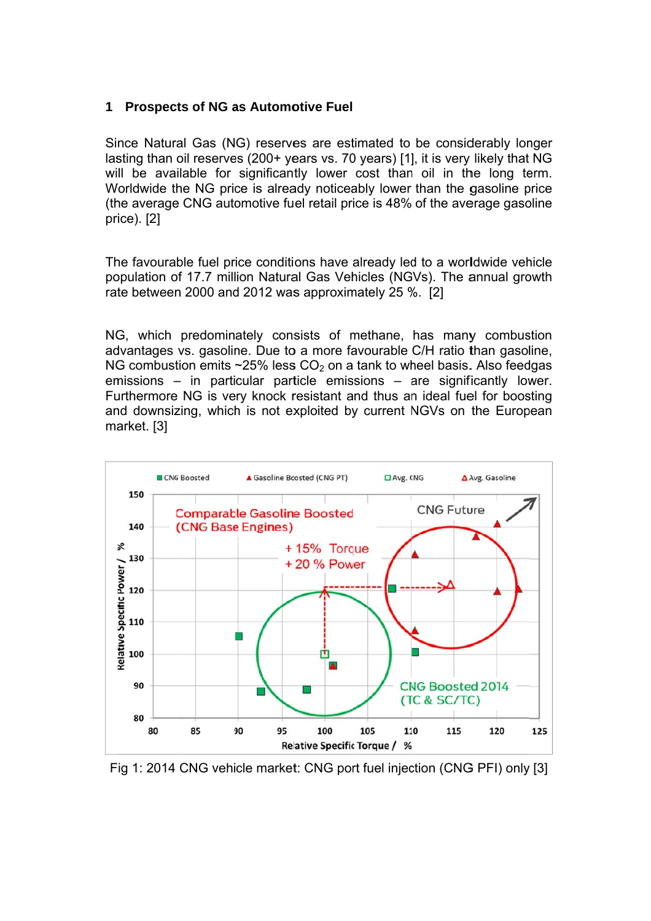## 1 Prospects of NG as Automotive Fuel

Since Natural Gas (NG) reserves are estimated to be considerably longer lasting than oil reserves (200+ years vs. 70 years) [1], it is very likely that NG will be available for significantly lower cost than oil in the long term. Worldwide the NG price is already noticeably lower than the gasoline price (the average CNG automotive fuel retail price is 48% of the average gasoline price). [2]

The favourable fuel price conditions have already led to a worldwide vehicle population of 17.7 million Natural Gas Vehicles (NGVs). The annual growth rate between 2000 and 2012 was approximately 25 %. [2]

NG, which predominately consists of methane, has many combustion advantages vs. gasoline. Due to a more favourable C/H ratio than gasoline, NG combustion emits ~25% less $CO_2$ on a tank to wheel basis. Also feedgas emissions – in particular particle emissions – are significantly lower. Furthermore NG is very knock resistant and thus an ideal fuel for boosting and downsizing, which is not exploited by current NGVs on the European market. [3]

Fig 1: 2014 CNG vehicle market: CNG port fuel injection (CNG PFI) only [3]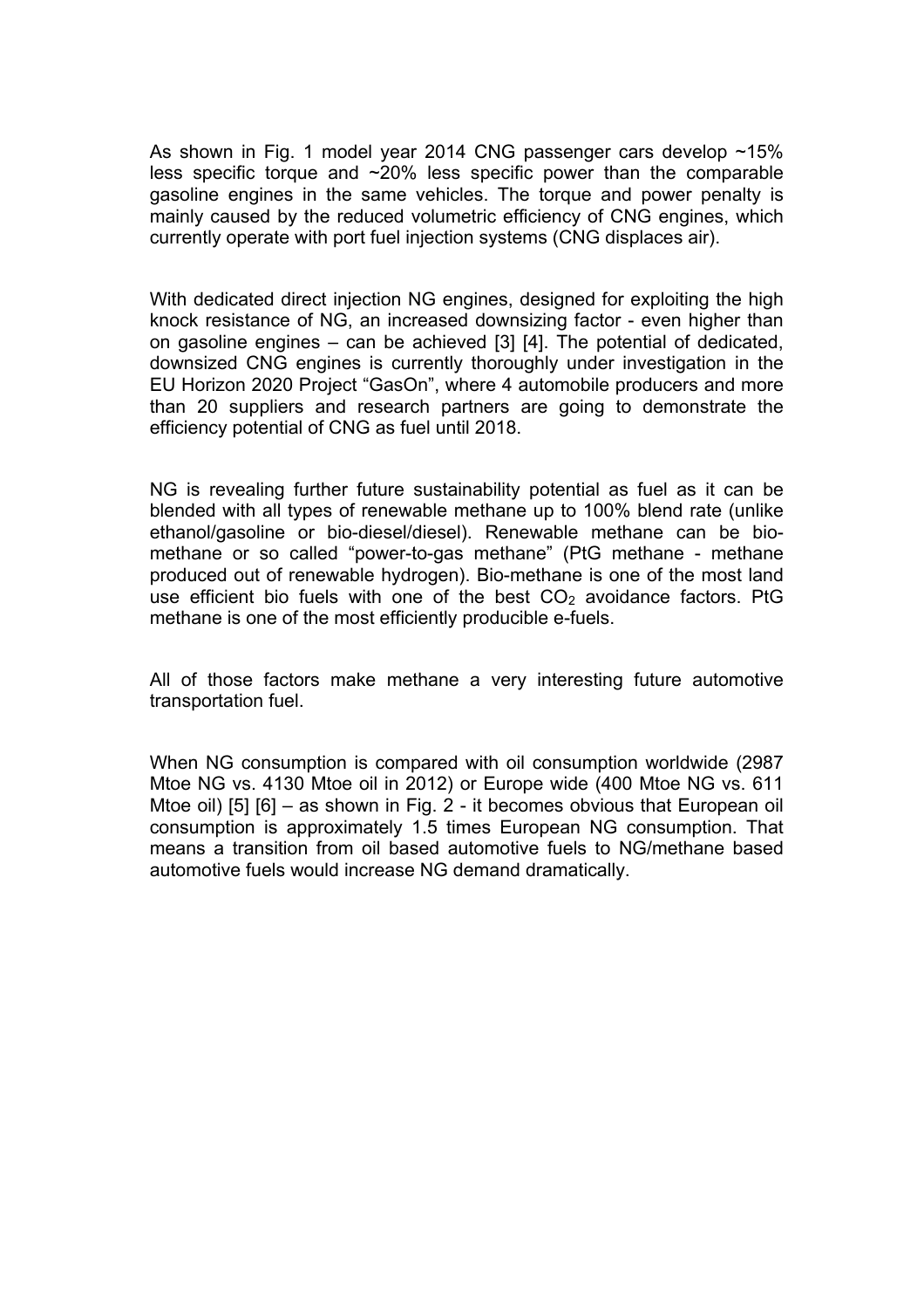As shown in Fig. 1 model year 2014 CNG passenger cars develop ~15% less specific torque and ~20% less specific power than the comparable gasoline engines in the same vehicles. The torque and power penalty is mainly caused by the reduced volumetric efficiency of CNG engines, which currently operate with port fuel injection systems (CNG displaces air).

With dedicated direct injection NG engines, designed for exploiting the high knock resistance of NG, an increased downsizing factor - even higher than on gasoline engines – can be achieved [3] [4]. The potential of dedicated, downsized CNG engines is currently thoroughly under investigation in the EU Horizon 2020 Project "GasOn", where 4 automobile producers and more than 20 suppliers and research partners are going to demonstrate the efficiency potential of CNG as fuel until 2018.

NG is revealing further future sustainability potential as fuel as it can be blended with all types of renewable methane up to 100% blend rate (unlike ethanol/gasoline or bio-diesel/diesel). Renewable methane can be bio-methane or so called "power-to-gas methane" (PtG methane - methane produced out of renewable hydrogen). Bio-methane is one of the most land use efficient bio fuels with one of the best $CO_2$ avoidance factors. PtG methane is one of the most efficiently producible e-fuels.

All of those factors make methane a very interesting future automotive transportation fuel.

When NG consumption is compared with oil consumption worldwide (2987 Mtoe NG vs. 4130 Mtoe oil in 2012) or Europe wide (400 Mtoe NG vs. 611 Mtoe oil) [5] [6] – as shown in Fig. 2 - it becomes obvious that European oil consumption is approximately 1.5 times European NG consumption. That means a transition from oil based automotive fuels to NG/methane based automotive fuels would increase NG demand dramatically.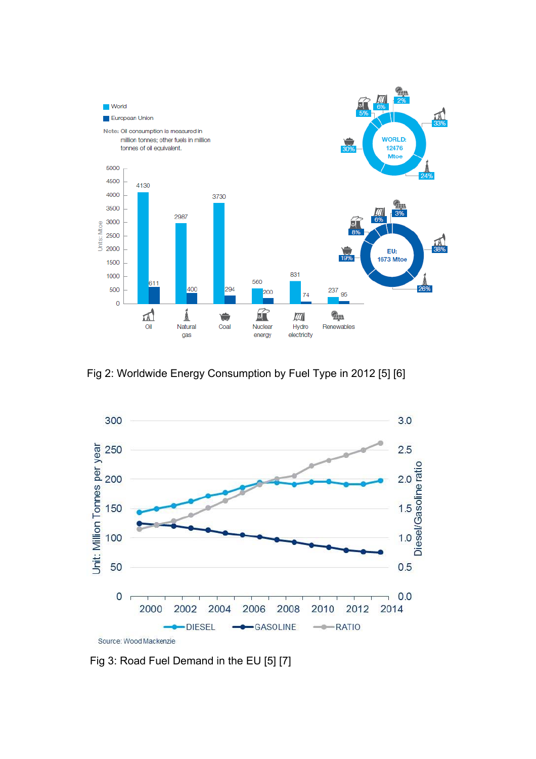Fig 2: Worldwide Energy Consumption by Fuel Type in 2012 [5] [6]

Fig 3: Road Fuel Demand in the EU [5] [7]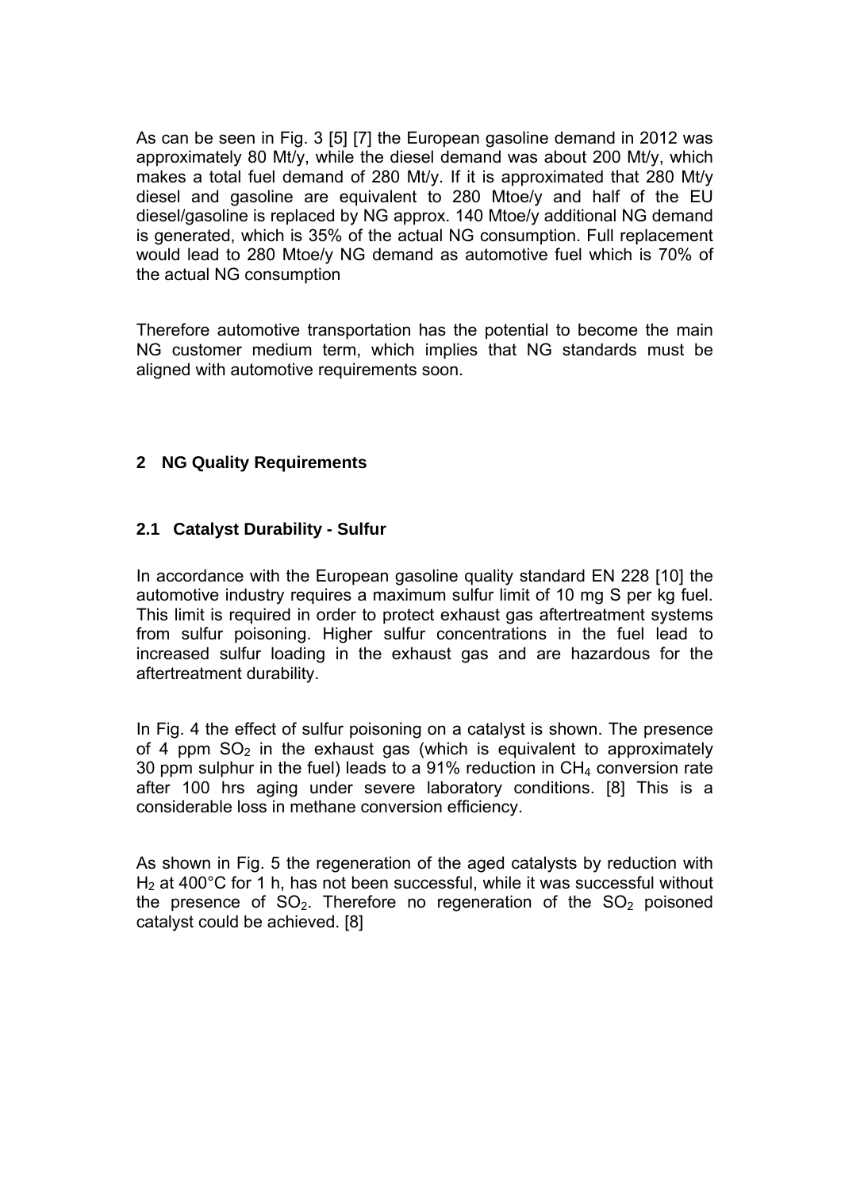As can be seen in Fig. 3 [5] [7] the European gasoline demand in 2012 was approximately 80 Mt/y, while the diesel demand was about 200 Mt/y, which makes a total fuel demand of 280 Mt/y. If it is approximated that 280 Mt/y diesel and gasoline are equivalent to 280 Mtoe/y and half of the EU diesel/gasoline is replaced by NG approx. 140 Mtoe/y additional NG demand is generated, which is 35% of the actual NG consumption. Full replacement would lead to 280 Mtoe/y NG demand as automotive fuel which is 70% of the actual NG consumption

Therefore automotive transportation has the potential to become the main NG customer medium term, which implies that NG standards must be aligned with automotive requirements soon.

## 2 NG Quality Requirements

### 2.1 Catalyst Durability - Sulfur

In accordance with the European gasoline quality standard EN 228 [10] the automotive industry requires a maximum sulfur limit of 10 mg S per kg fuel. This limit is required in order to protect exhaust gas aftertreatment systems from sulfur poisoning. Higher sulfur concentrations in the fuel lead to increased sulfur loading in the exhaust gas and are hazardous for the aftertreatment durability.

In Fig. 4 the effect of sulfur poisoning on a catalyst is shown. The presence of 4 ppm $SO_2$ in the exhaust gas (which is equivalent to approximately 30 ppm sulphur in the fuel) leads to a 91% reduction in $CH_4$ conversion rate after 100 hrs aging under severe laboratory conditions. [8] This is a considerable loss in methane conversion efficiency.

As shown in Fig. 5 the regeneration of the aged catalysts by reduction with $H_2$ at 400°C for 1 h, has not been successful, while it was successful without the presence of $SO_2$. Therefore no regeneration of the $SO_2$ poisoned catalyst could be achieved. [8]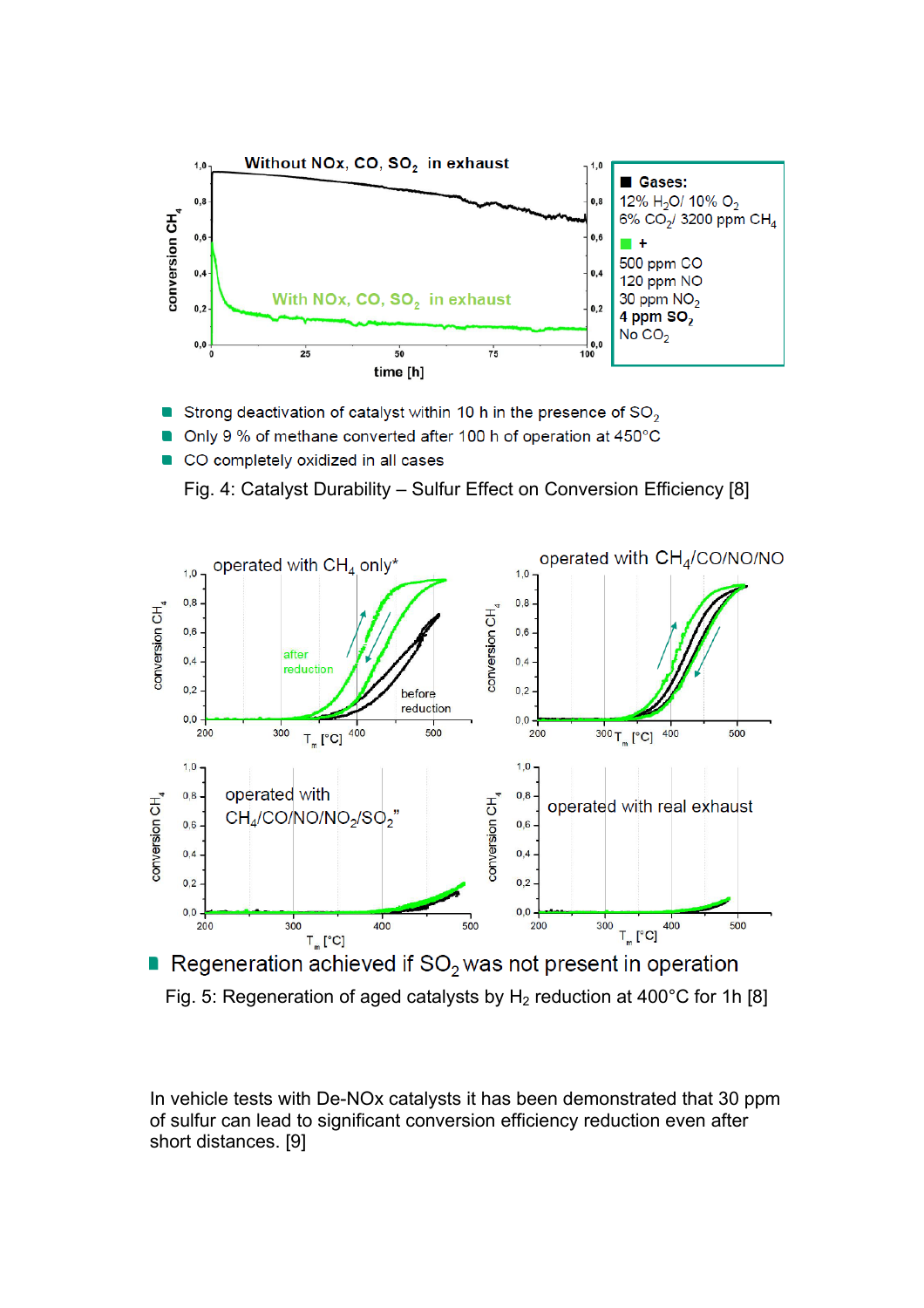- Strong deactivation of catalyst within 10 h in the presence of $SO_2$
- Only 9 % of methane converted after 100 h of operation at 450°C
- CO completely oxidized in all cases

Fig. 4: Catalyst Durability – Sulfur Effect on Conversion Efficiency [8]

- Regeneration achieved if $SO_2$ was not present in operation

Fig. 5: Regeneration of aged catalysts by $H_2$ reduction at 400°C for 1h [8]

In vehicle tests with De-NOx catalysts it has been demonstrated that 30 ppm of sulfur can lead to significant conversion efficiency reduction even after short distances. [9]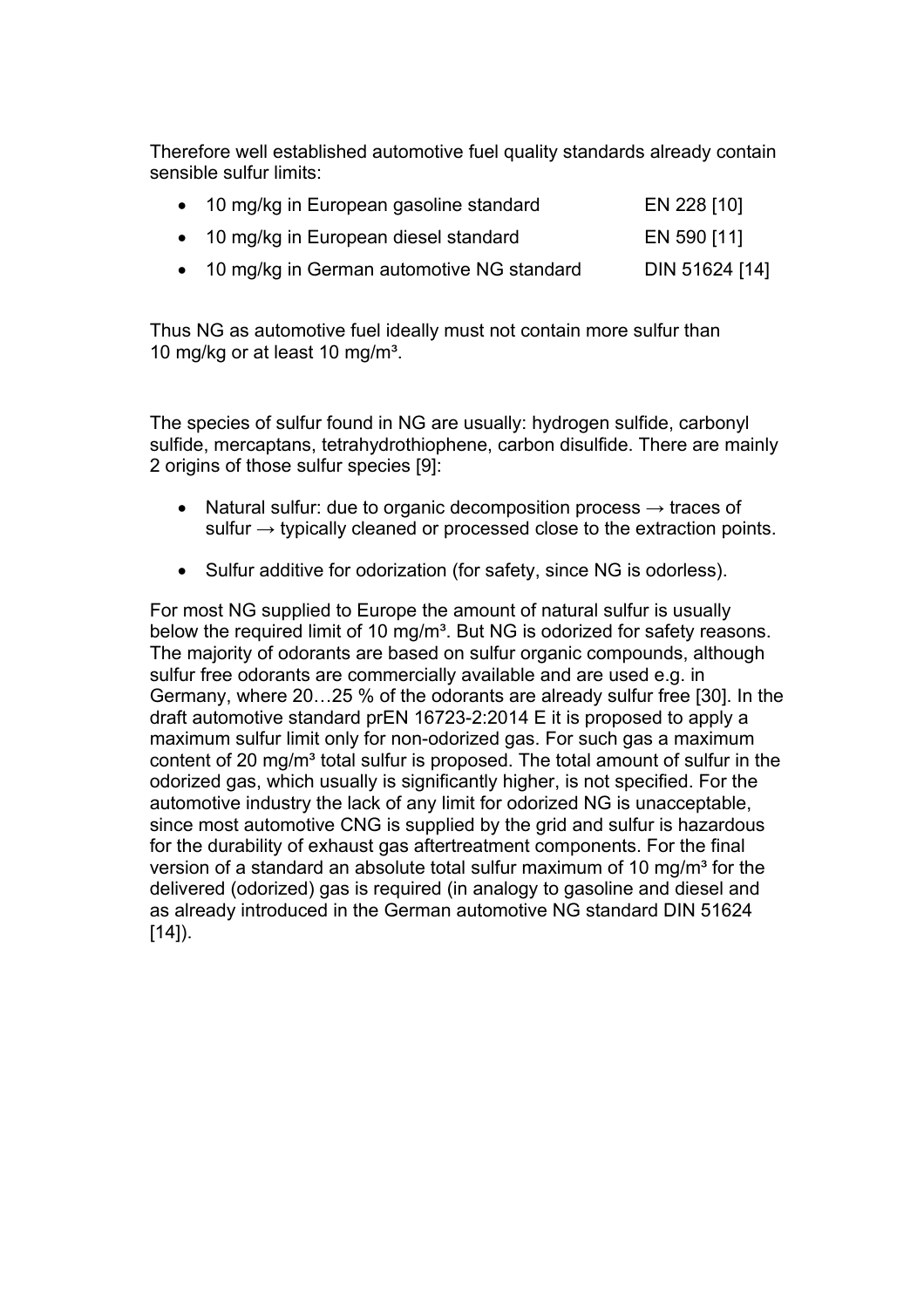Therefore well established automotive fuel quality standards already contain sensible sulfur limits:

- 10 mg/kg in European gasoline standard EN 228 [10]
- 10 mg/kg in European diesel standard EN 590 [11]
- 10 mg/kg in German automotive NG standard DIN 51624 [14]

Thus NG as automotive fuel ideally must not contain more sulfur than 10 mg/kg or at least 10 mg/m³.

The species of sulfur found in NG are usually: hydrogen sulfide, carbonyl sulfide, mercaptans, tetrahydrothiophene, carbon disulfide. There are mainly 2 origins of those sulfur species [9]:

- Natural sulfur: due to organic decomposition process → traces of sulfur → typically cleaned or processed close to the extraction points.
- Sulfur additive for odorization (for safety, since NG is odorless).

For most NG supplied to Europe the amount of natural sulfur is usually below the required limit of 10 mg/m³. But NG is odorized for safety reasons. The majority of odorants are based on sulfur organic compounds, although sulfur free odorants are commercially available and are used e.g. in Germany, where 20…25 % of the odorants are already sulfur free [30]. In the draft automotive standard prEN 16723-2:2014 E it is proposed to apply a maximum sulfur limit only for non-odorized gas. For such gas a maximum content of 20 mg/m³ total sulfur is proposed. The total amount of sulfur in the odorized gas, which usually is significantly higher, is not specified. For the automotive industry the lack of any limit for odorized NG is unacceptable, since most automotive CNG is supplied by the grid and sulfur is hazardous for the durability of exhaust gas aftertreatment components. For the final version of a standard an absolute total sulfur maximum of 10 mg/m³ for the delivered (odorized) gas is required (in analogy to gasoline and diesel and as already introduced in the German automotive NG standard DIN 51624 [14]).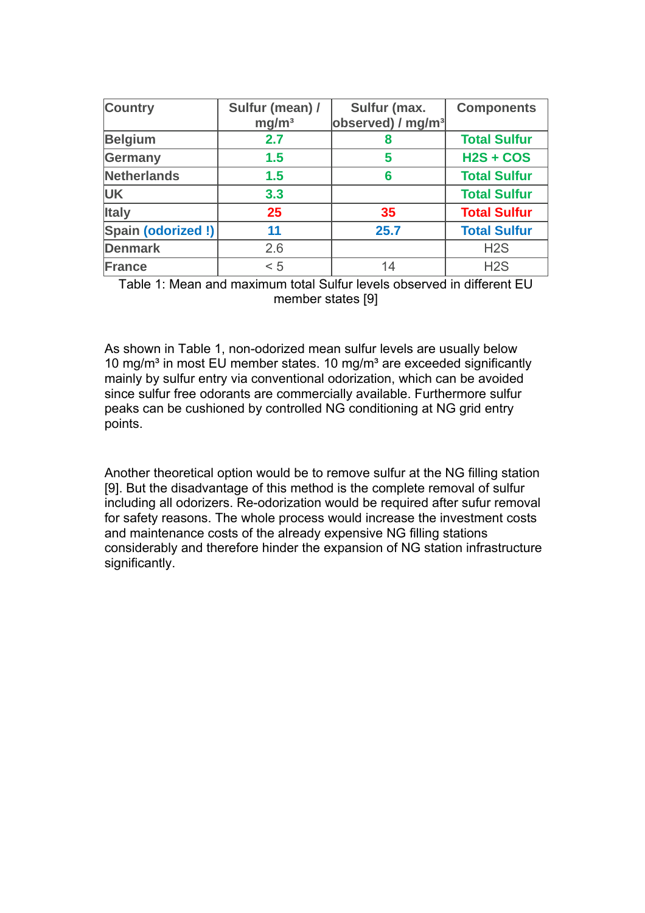| Country | Sulfur (mean) / mg/m³ | Sulfur (max. observed) / mg/m³ | Components |
|---|---|---|---|
| Belgium | 2.7 | 8 | Total Sulfur |
| Germany | 1.5 | 5 | H2S + COS |
| Netherlands | 1.5 | 6 | Total Sulfur |
| UK | 3.3 | | Total Sulfur |
| Italy | 25 | 35 | Total Sulfur |
| Spain (odorized !) | 11 | 25.7 | Total Sulfur |
| Denmark | 2.6 | | H2S |
| France | < 5 | 14 | H2S |

Table 1: Mean and maximum total Sulfur levels observed in different EU member states [9]

As shown in Table 1, non-odorized mean sulfur levels are usually below 10 mg/m³ in most EU member states. 10 mg/m³ are exceeded significantly mainly by sulfur entry via conventional odorization, which can be avoided since sulfur free odorants are commercially available. Furthermore sulfur peaks can be cushioned by controlled NG conditioning at NG grid entry points.

Another theoretical option would be to remove sulfur at the NG filling station [9]. But the disadvantage of this method is the complete removal of sulfur including all odorizers. Re-odorization would be required after sufur removal for safety reasons. The whole process would increase the investment costs and maintenance costs of the already expensive NG filling stations considerably and therefore hinder the expansion of NG station infrastructure significantly.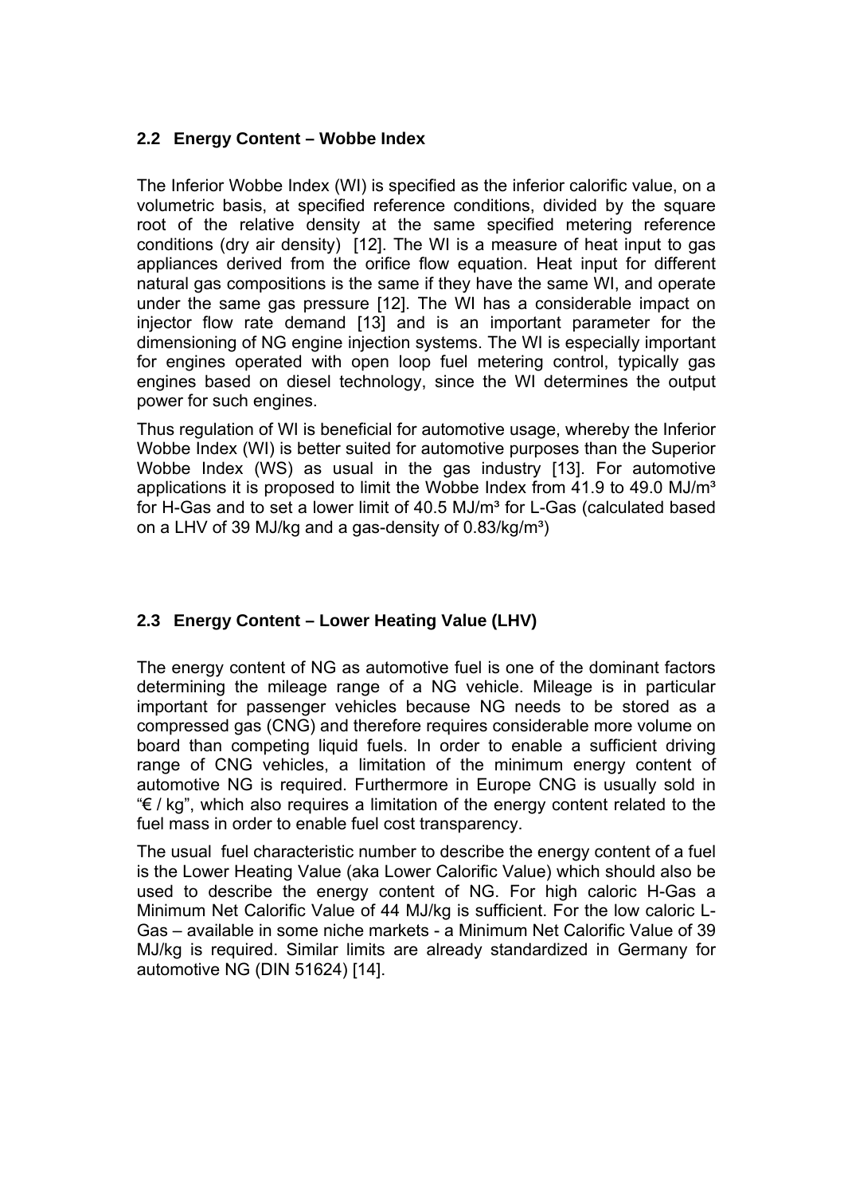## 2.2 Energy Content – Wobbe Index

The Inferior Wobbe Index (WI) is specified as the inferior calorific value, on a volumetric basis, at specified reference conditions, divided by the square root of the relative density at the same specified metering reference conditions (dry air density) [12]. The WI is a measure of heat input to gas appliances derived from the orifice flow equation. Heat input for different natural gas compositions is the same if they have the same WI, and operate under the same gas pressure [12]. The WI has a considerable impact on injector flow rate demand [13] and is an important parameter for the dimensioning of NG engine injection systems. The WI is especially important for engines operated with open loop fuel metering control, typically gas engines based on diesel technology, since the WI determines the output power for such engines.

Thus regulation of WI is beneficial for automotive usage, whereby the Inferior Wobbe Index (WI) is better suited for automotive purposes than the Superior Wobbe Index (WS) as usual in the gas industry [13]. For automotive applications it is proposed to limit the Wobbe Index from 41.9 to 49.0 MJ/m³ for H-Gas and to set a lower limit of 40.5 MJ/m³ for L-Gas (calculated based on a LHV of 39 MJ/kg and a gas-density of 0.83/kg/m³)

## 2.3 Energy Content – Lower Heating Value (LHV)

The energy content of NG as automotive fuel is one of the dominant factors determining the mileage range of a NG vehicle. Mileage is in particular important for passenger vehicles because NG needs to be stored as a compressed gas (CNG) and therefore requires considerable more volume on board than competing liquid fuels. In order to enable a sufficient driving range of CNG vehicles, a limitation of the minimum energy content of automotive NG is required. Furthermore in Europe CNG is usually sold in "€ / kg", which also requires a limitation of the energy content related to the fuel mass in order to enable fuel cost transparency.

The usual fuel characteristic number to describe the energy content of a fuel is the Lower Heating Value (aka Lower Calorific Value) which should also be used to describe the energy content of NG. For high caloric H-Gas a Minimum Net Calorific Value of 44 MJ/kg is sufficient. For the low caloric L-Gas – available in some niche markets - a Minimum Net Calorific Value of 39 MJ/kg is required. Similar limits are already standardized in Germany for automotive NG (DIN 51624) [14].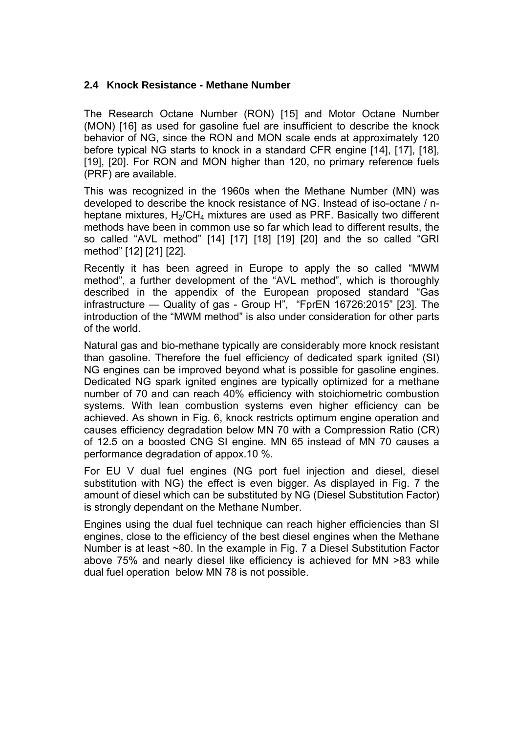## 2.4 Knock Resistance - Methane Number

The Research Octane Number (RON) [15] and Motor Octane Number (MON) [16] as used for gasoline fuel are insufficient to describe the knock behavior of NG, since the RON and MON scale ends at approximately 120 before typical NG starts to knock in a standard CFR engine [14], [17], [18], [19], [20]. For RON and MON higher than 120, no primary reference fuels (PRF) are available.

This was recognized in the 1960s when the Methane Number (MN) was developed to describe the knock resistance of NG. Instead of iso-octane / n-heptane mixtures, $H_2$/$CH_4$ mixtures are used as PRF. Basically two different methods have been in common use so far which lead to different results, the so called "AVL method" [14] [17] [18] [19] [20] and the so called "GRI method" [12] [21] [22].

Recently it has been agreed in Europe to apply the so called "MWM method", a further development of the "AVL method", which is thoroughly described in the appendix of the European proposed standard "Gas infrastructure — Quality of gas - Group H", "FprEN 16726:2015" [23]. The introduction of the "MWM method" is also under consideration for other parts of the world.

Natural gas and bio-methane typically are considerably more knock resistant than gasoline. Therefore the fuel efficiency of dedicated spark ignited (SI) NG engines can be improved beyond what is possible for gasoline engines. Dedicated NG spark ignited engines are typically optimized for a methane number of 70 and can reach 40% efficiency with stoichiometric combustion systems. With lean combustion systems even higher efficiency can be achieved. As shown in Fig. 6, knock restricts optimum engine operation and causes efficiency degradation below MN 70 with a Compression Ratio (CR) of 12.5 on a boosted CNG SI engine. MN 65 instead of MN 70 causes a performance degradation of appox.10 %.

For EU V dual fuel engines (NG port fuel injection and diesel, diesel substitution with NG) the effect is even bigger. As displayed in Fig. 7 the amount of diesel which can be substituted by NG (Diesel Substitution Factor) is strongly dependant on the Methane Number.

Engines using the dual fuel technique can reach higher efficiencies than SI engines, close to the efficiency of the best diesel engines when the Methane Number is at least ~80. In the example in Fig. 7 a Diesel Substitution Factor above 75% and nearly diesel like efficiency is achieved for MN >83 while dual fuel operation below MN 78 is not possible.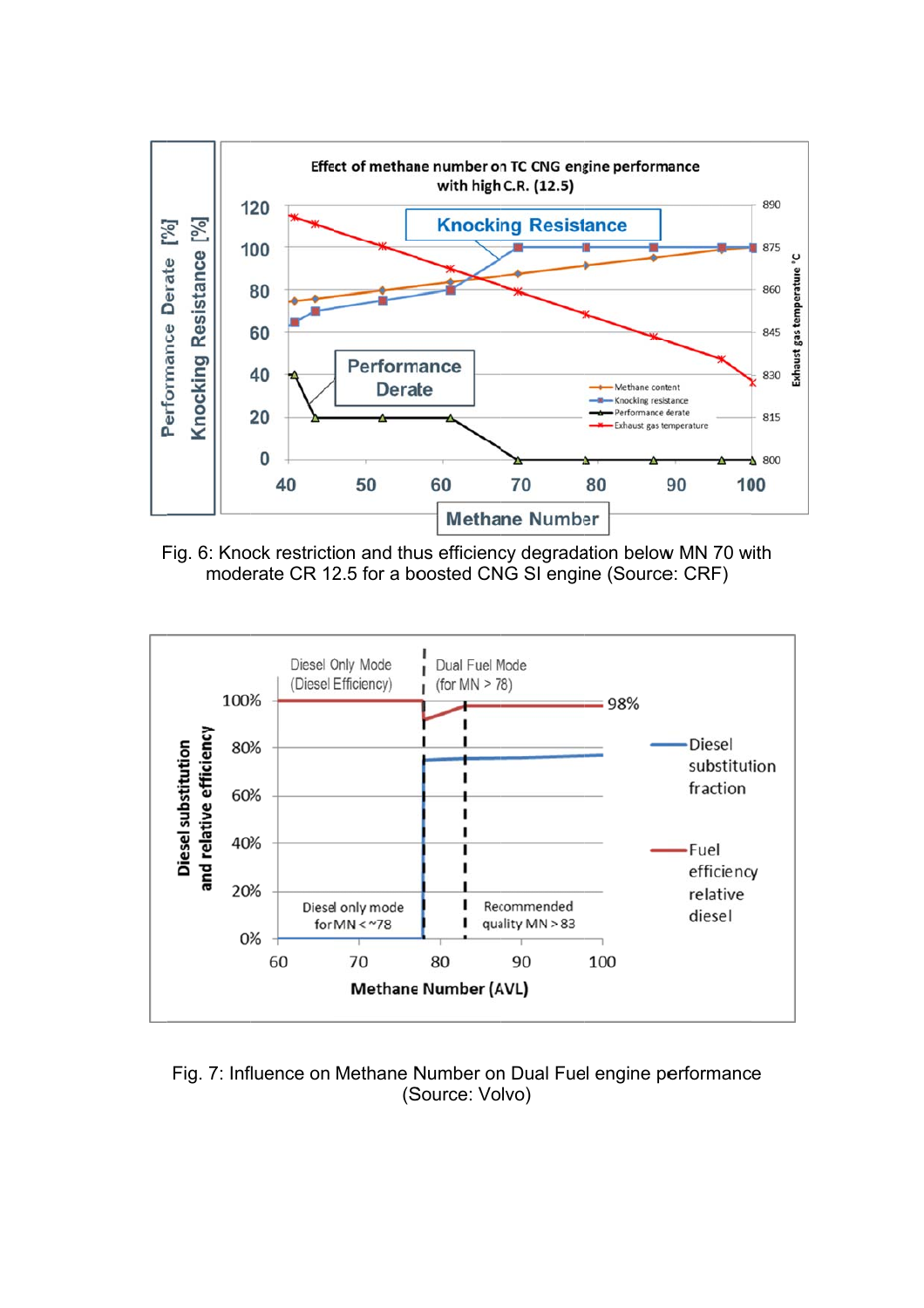Fig. 6: Knock restriction and thus efficiency degradation below MN 70 with moderate CR 12.5 for a boosted CNG SI engine (Source: CRF)

Fig. 7: Influence on Methane Number on Dual Fuel engine performance (Source: Volvo)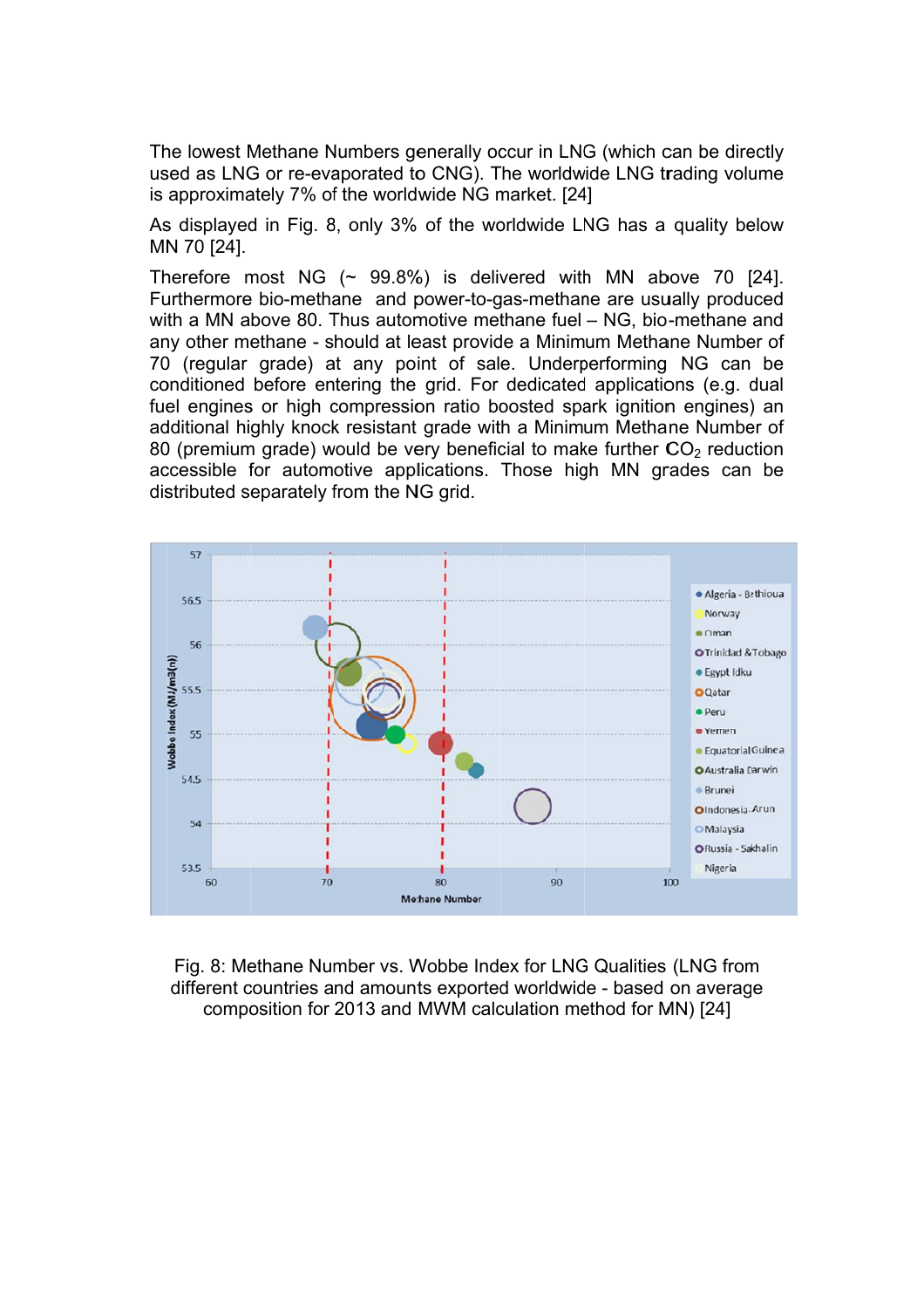The lowest Methane Numbers generally occur in LNG (which can be directly used as LNG or re-evaporated to CNG). The worldwide LNG trading volume is approximately 7% of the worldwide NG market. [24]

As displayed in Fig. 8, only 3% of the worldwide LNG has a quality below MN 70 [24].

Therefore most NG (~ 99.8%) is delivered with MN above 70 [24]. Furthermore bio-methane and power-to-gas-methane are usually produced with a MN above 80. Thus automotive methane fuel – NG, bio-methane and any other methane - should at least provide a Minimum Methane Number of 70 (regular grade) at any point of sale. Underperforming NG can be conditioned before entering the grid. For dedicated applications (e.g. dual fuel engines or high compression ratio boosted spark ignition engines) an additional highly knock resistant grade with a Minimum Methane Number of 80 (premium grade) would be very beneficial to make further $CO_2$ reduction accessible for automotive applications. Those high MN grades can be distributed separately from the NG grid.

Fig. 8: Methane Number vs. Wobbe Index for LNG Qualities (LNG from different countries and amounts exported worldwide - based on average composition for 2013 and MWM calculation method for MN) [24]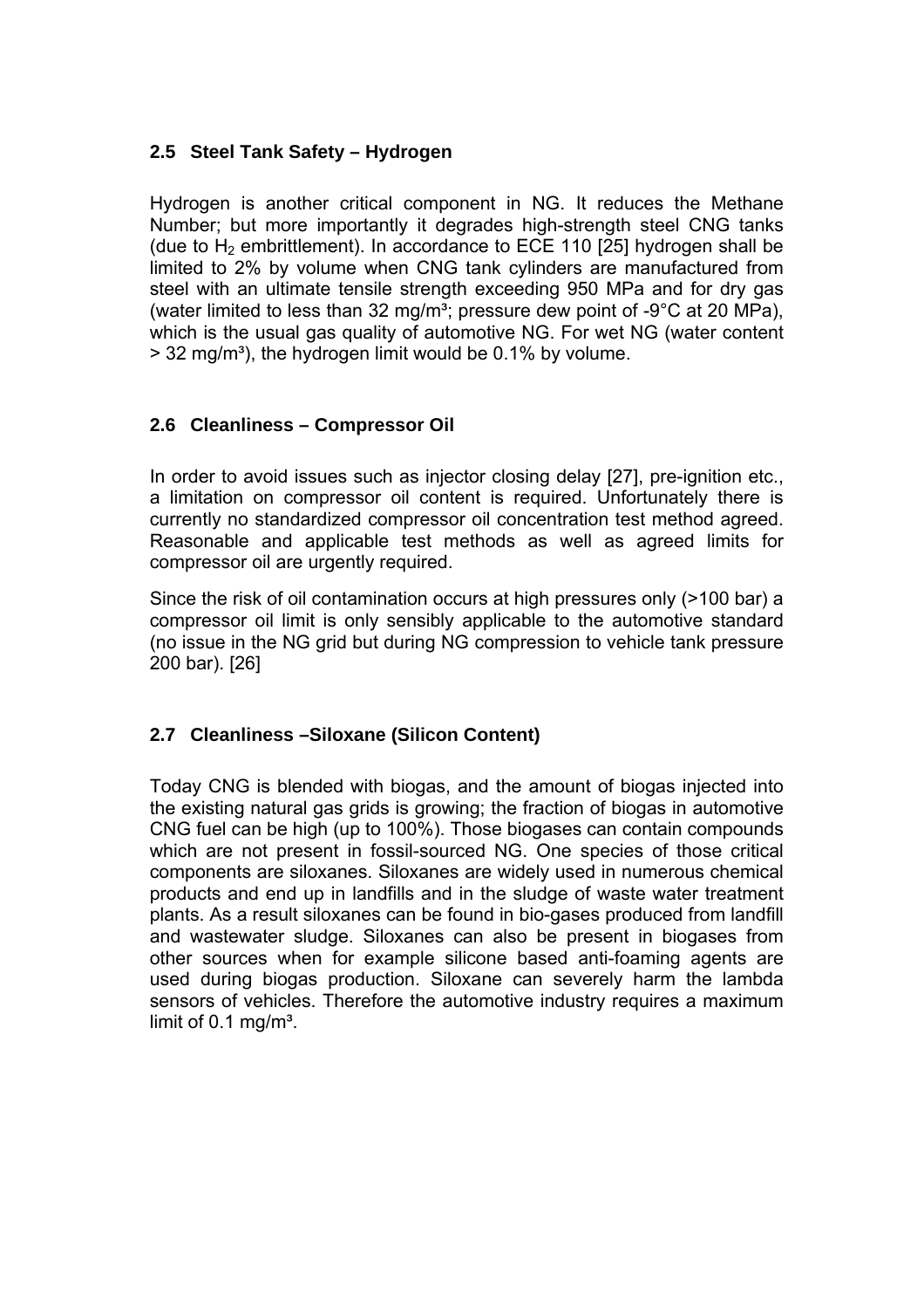### 2.5 Steel Tank Safety – Hydrogen

Hydrogen is another critical component in NG. It reduces the Methane Number; but more importantly it degrades high-strength steel CNG tanks (due to $H_2$ embrittlement). In accordance to ECE 110 [25] hydrogen shall be limited to 2% by volume when CNG tank cylinders are manufactured from steel with an ultimate tensile strength exceeding 950 MPa and for dry gas (water limited to less than 32 mg/m³; pressure dew point of -9°C at 20 MPa), which is the usual gas quality of automotive NG. For wet NG (water content > 32 mg/m³), the hydrogen limit would be 0.1% by volume.

### 2.6 Cleanliness – Compressor Oil

In order to avoid issues such as injector closing delay [27], pre-ignition etc., a limitation on compressor oil content is required. Unfortunately there is currently no standardized compressor oil concentration test method agreed. Reasonable and applicable test methods as well as agreed limits for compressor oil are urgently required.

Since the risk of oil contamination occurs at high pressures only (>100 bar) a compressor oil limit is only sensibly applicable to the automotive standard (no issue in the NG grid but during NG compression to vehicle tank pressure 200 bar). [26]

### 2.7 Cleanliness –Siloxane (Silicon Content)

Today CNG is blended with biogas, and the amount of biogas injected into the existing natural gas grids is growing; the fraction of biogas in automotive CNG fuel can be high (up to 100%). Those biogases can contain compounds which are not present in fossil-sourced NG. One species of those critical components are siloxanes. Siloxanes are widely used in numerous chemical products and end up in landfills and in the sludge of waste water treatment plants. As a result siloxanes can be found in bio-gases produced from landfill and wastewater sludge. Siloxanes can also be present in biogases from other sources when for example silicone based anti-foaming agents are used during biogas production. Siloxane can severely harm the lambda sensors of vehicles. Therefore the automotive industry requires a maximum limit of 0.1 mg/m³.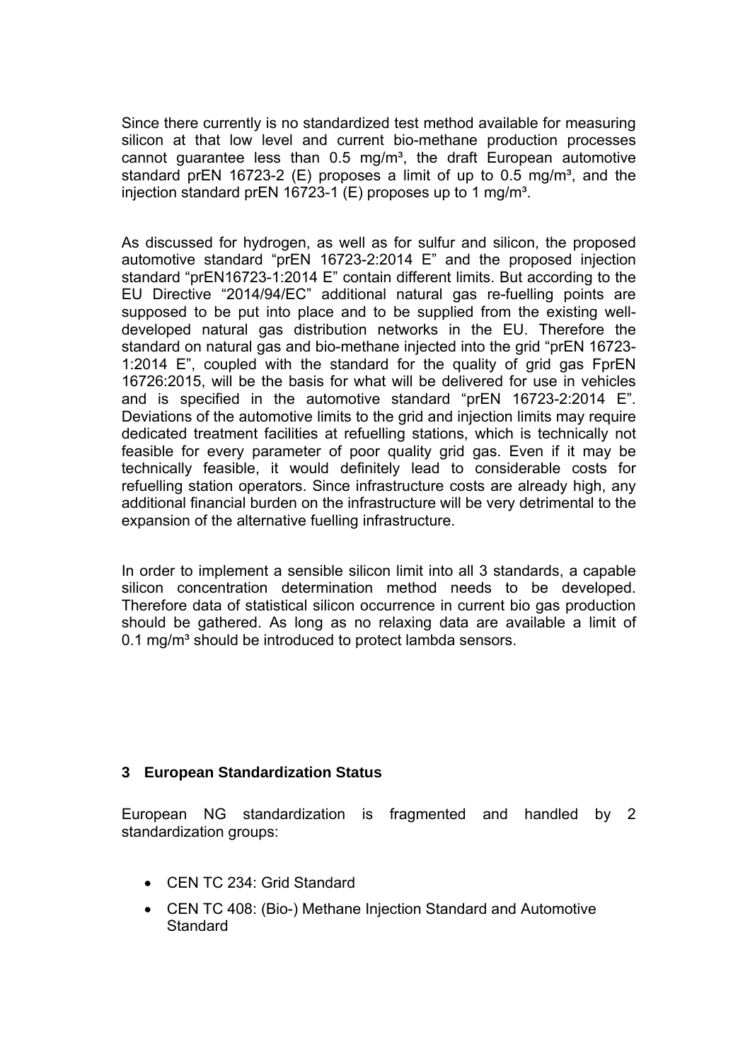Since there currently is no standardized test method available for measuring silicon at that low level and current bio-methane production processes cannot guarantee less than 0.5 mg/m³, the draft European automotive standard prEN 16723-2 (E) proposes a limit of up to 0.5 mg/m³, and the injection standard prEN 16723-1 (E) proposes up to 1 mg/m³.

As discussed for hydrogen, as well as for sulfur and silicon, the proposed automotive standard "prEN 16723-2:2014 E" and the proposed injection standard "prEN16723-1:2014 E" contain different limits. But according to the EU Directive "2014/94/EC" additional natural gas re-fuelling points are supposed to be put into place and to be supplied from the existing well-developed natural gas distribution networks in the EU. Therefore the standard on natural gas and bio-methane injected into the grid "prEN 16723-1:2014 E", coupled with the standard for the quality of grid gas FprEN 16726:2015, will be the basis for what will be delivered for use in vehicles and is specified in the automotive standard "prEN 16723-2:2014 E". Deviations of the automotive limits to the grid and injection limits may require dedicated treatment facilities at refuelling stations, which is technically not feasible for every parameter of poor quality grid gas. Even if it may be technically feasible, it would definitely lead to considerable costs for refuelling station operators. Since infrastructure costs are already high, any additional financial burden on the infrastructure will be very detrimental to the expansion of the alternative fuelling infrastructure.

In order to implement a sensible silicon limit into all 3 standards, a capable silicon concentration determination method needs to be developed. Therefore data of statistical silicon occurrence in current bio gas production should be gathered. As long as no relaxing data are available a limit of 0.1 mg/m³ should be introduced to protect lambda sensors.

## 3 European Standardization Status

European NG standardization is fragmented and handled by 2 standardization groups:

- CEN TC 234: Grid Standard
- CEN TC 408: (Bio-) Methane Injection Standard and Automotive Standard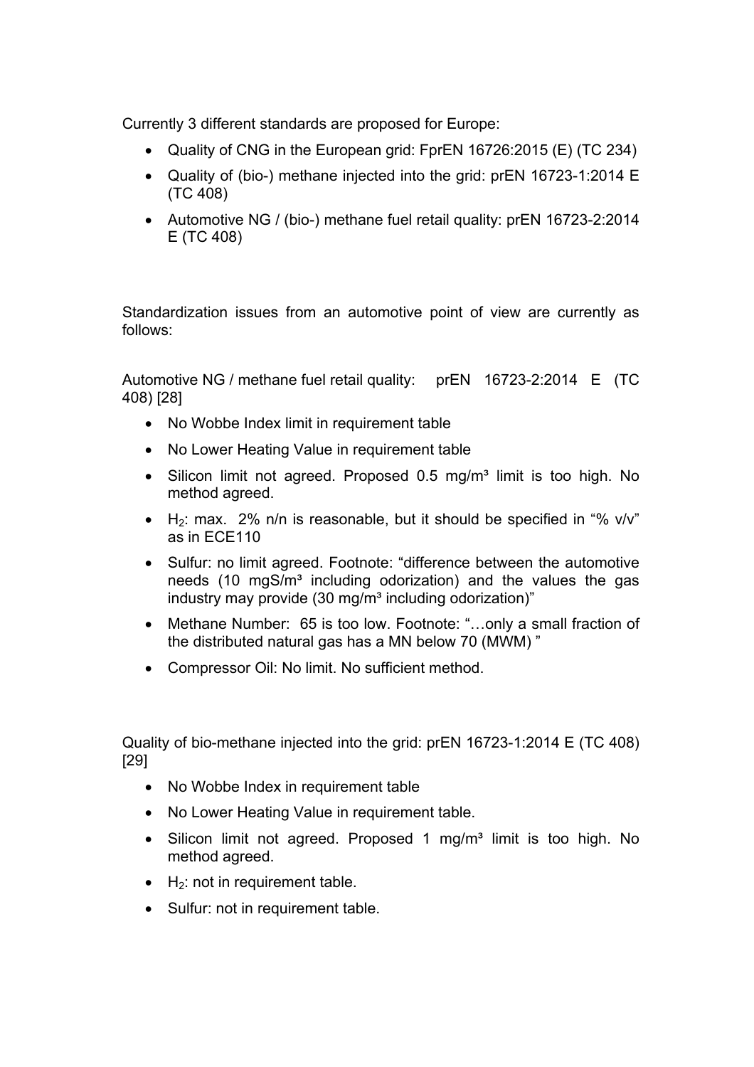Currently 3 different standards are proposed for Europe:

- Quality of CNG in the European grid: FprEN 16726:2015 (E) (TC 234)
- Quality of (bio-) methane injected into the grid: prEN 16723-1:2014 E (TC 408)
- Automotive NG / (bio-) methane fuel retail quality: prEN 16723-2:2014 E (TC 408)

Standardization issues from an automotive point of view are currently as follows:

Automotive NG / methane fuel retail quality: prEN 16723-2:2014 E (TC 408) [28]

- No Wobbe Index limit in requirement table
- No Lower Heating Value in requirement table
- Silicon limit not agreed. Proposed 0.5 mg/m³ limit is too high. No method agreed.
- $H_2$: max. 2% n/n is reasonable, but it should be specified in "% v/v" as in ECE110
- Sulfur: no limit agreed. Footnote: "difference between the automotive needs (10 mgS/m³ including odorization) and the values the gas industry may provide (30 mg/m³ including odorization)"
- Methane Number: 65 is too low. Footnote: "…only a small fraction of the distributed natural gas has a MN below 70 (MWM) "
- Compressor Oil: No limit. No sufficient method.

Quality of bio-methane injected into the grid: prEN 16723-1:2014 E (TC 408) [29]

- No Wobbe Index in requirement table
- No Lower Heating Value in requirement table.
- Silicon limit not agreed. Proposed 1 mg/m³ limit is too high. No method agreed.
- $H_2$: not in requirement table.
- Sulfur: not in requirement table.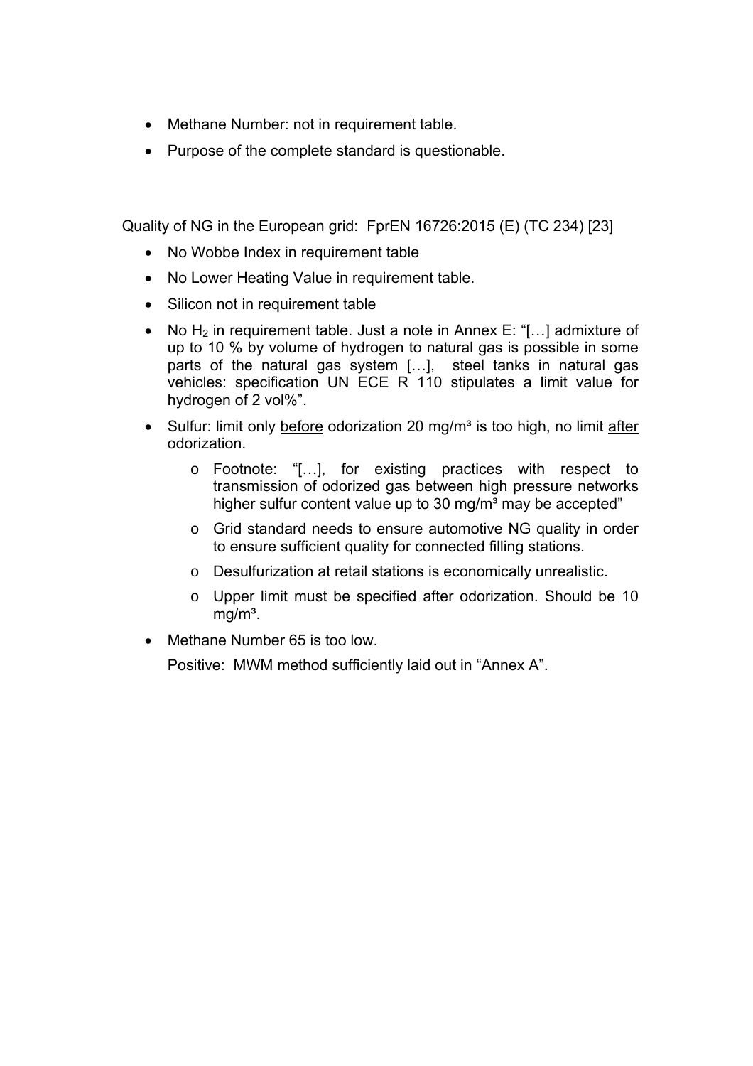- Methane Number: not in requirement table.
- Purpose of the complete standard is questionable.

Quality of NG in the European grid: FprEN 16726:2015 (E) (TC 234) [23]

- No Wobbe Index in requirement table
- No Lower Heating Value in requirement table.
- Silicon not in requirement table
- No $H_2$ in requirement table. Just a note in Annex E: "[…] admixture of up to 10 % by volume of hydrogen to natural gas is possible in some parts of the natural gas system […], steel tanks in natural gas vehicles: specification UN ECE R 110 stipulates a limit value for hydrogen of 2 vol%".
- Sulfur: limit only <u>before</u> odorization 20 mg/m³ is too high, no limit <u>after</u> odorization.
    - Footnote: "[…], for existing practices with respect to transmission of odorized gas between high pressure networks higher sulfur content value up to 30 mg/m³ may be accepted"
    - Grid standard needs to ensure automotive NG quality in order to ensure sufficient quality for connected filling stations.
    - Desulfurization at retail stations is economically unrealistic.
    - Upper limit must be specified after odorization. Should be 10 mg/m³.
- Methane Number 65 is too low.

  Positive: MWM method sufficiently laid out in "Annex A".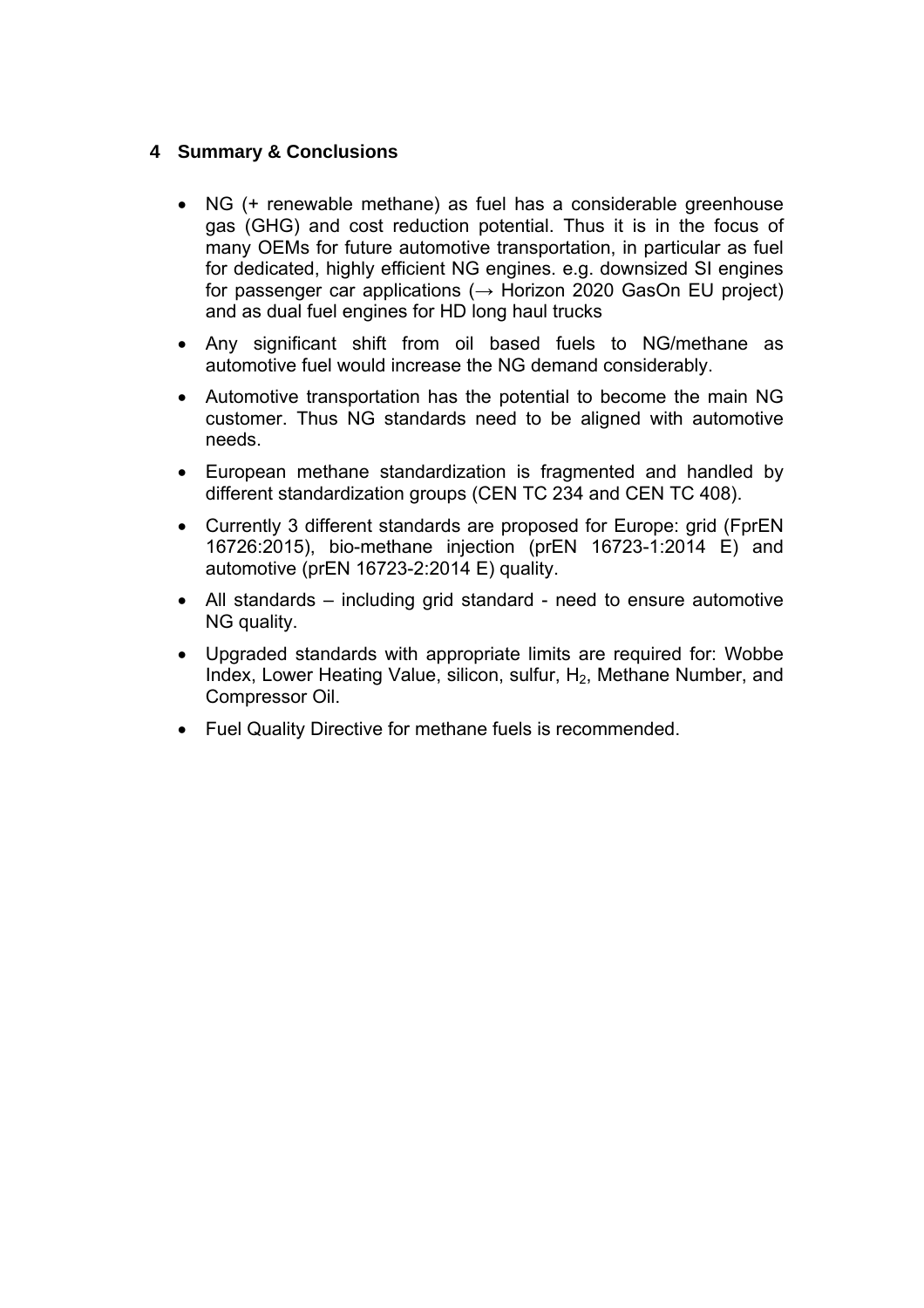## 4 Summary & Conclusions

- NG (+ renewable methane) as fuel has a considerable greenhouse gas (GHG) and cost reduction potential. Thus it is in the focus of many OEMs for future automotive transportation, in particular as fuel for dedicated, highly efficient NG engines. e.g. downsized SI engines for passenger car applications (→ Horizon 2020 GasOn EU project) and as dual fuel engines for HD long haul trucks
- Any significant shift from oil based fuels to NG/methane as automotive fuel would increase the NG demand considerably.
- Automotive transportation has the potential to become the main NG customer. Thus NG standards need to be aligned with automotive needs.
- European methane standardization is fragmented and handled by different standardization groups (CEN TC 234 and CEN TC 408).
- Currently 3 different standards are proposed for Europe: grid (FprEN 16726:2015), bio-methane injection (prEN 16723-1:2014 E) and automotive (prEN 16723-2:2014 E) quality.
- All standards – including grid standard - need to ensure automotive NG quality.
- Upgraded standards with appropriate limits are required for: Wobbe Index, Lower Heating Value, silicon, sulfur, $H_2$, Methane Number, and Compressor Oil.
- Fuel Quality Directive for methane fuels is recommended.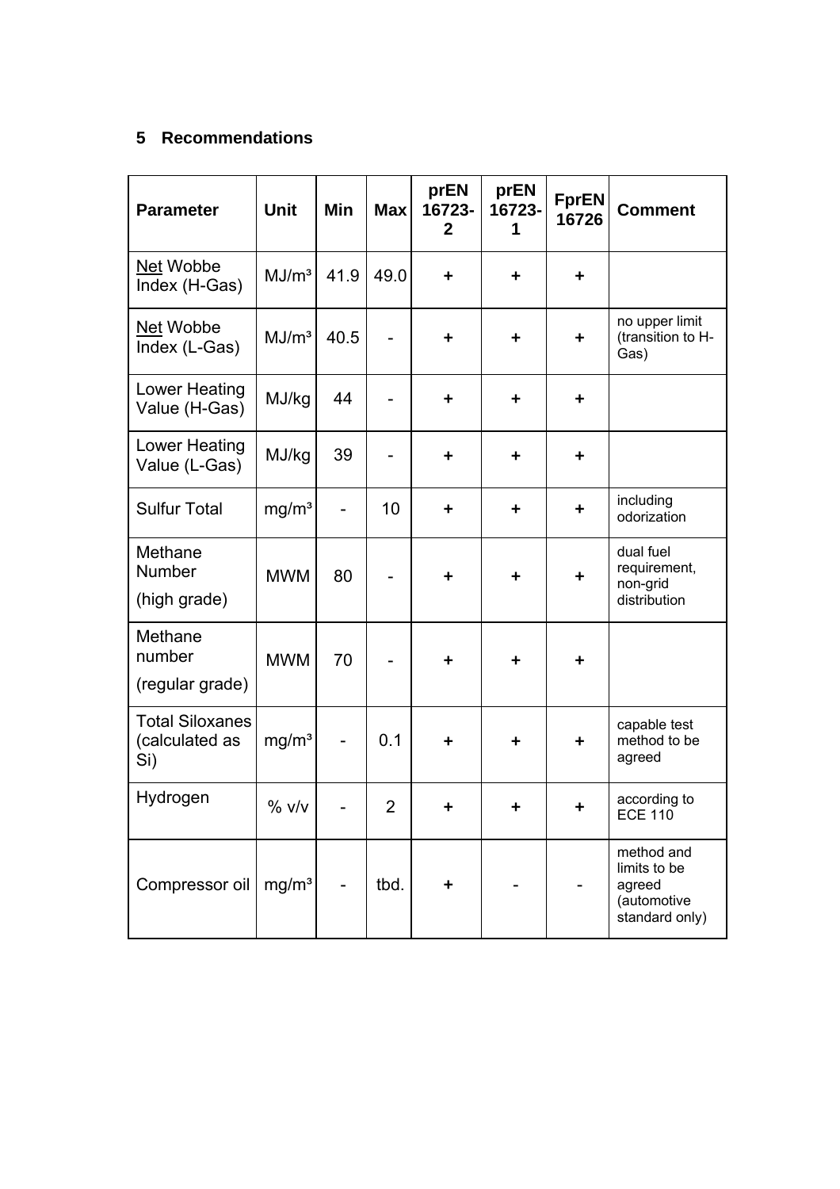## 5 Recommendations

| Parameter | Unit | Min | Max | prEN 16723-2 | prEN 16723-1 | FprEN 16726 | Comment |
|---|---|---|---|---|---|---|---|
| Net Wobbe Index (H-Gas) | MJ/m³ | 41.9 | 49.0 | + | + | + | |
| Net Wobbe Index (L-Gas) | MJ/m³ | 40.5 | - | + | + | + | no upper limit (transition to H-Gas) |
| Lower Heating Value (H-Gas) | MJ/kg | 44 | - | + | + | + | |
| Lower Heating Value (L-Gas) | MJ/kg | 39 | - | + | + | + | |
| Sulfur Total | mg/m³ | - | 10 | + | + | + | including odorization |
| Methane Number (high grade) | MWM | 80 | - | + | + | + | dual fuel requirement, non-grid distribution |
| Methane number (regular grade) | MWM | 70 | - | + | + | + | |
| Total Siloxanes (calculated as Si) | mg/m³ | - | 0.1 | + | + | + | capable test method to be agreed |
| Hydrogen | % v/v | - | 2 | + | + | + | according to ECE 110 |
| Compressor oil | mg/m³ | - | tbd. | + | - | - | method and limits to be agreed (automotive standard only) |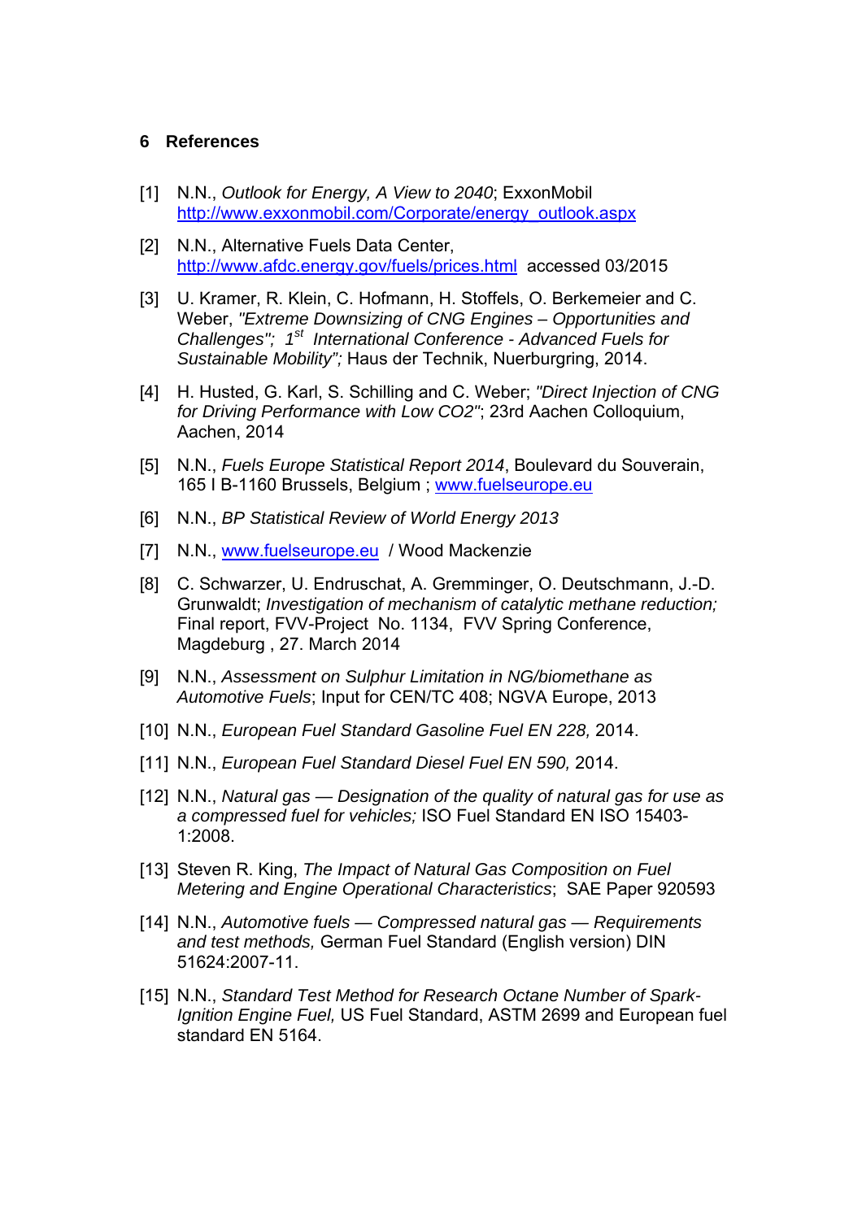## 6 References

[1] N.N., *Outlook for Energy, A View to 2040*; ExxonMobil http://www.exxonmobil.com/Corporate/energy_outlook.aspx

[2] N.N., Alternative Fuels Data Center, http://www.afdc.energy.gov/fuels/prices.html accessed 03/2015

[3] U. Kramer, R. Klein, C. Hofmann, H. Stoffels, O. Berkemeier and C. Weber, *"Extreme Downsizing of CNG Engines – Opportunities and Challenges"; 1st International Conference - Advanced Fuels for Sustainable Mobility";* Haus der Technik, Nuerburgring, 2014.

[4] H. Husted, G. Karl, S. Schilling and C. Weber; *"Direct Injection of CNG for Driving Performance with Low CO2"*; 23rd Aachen Colloquium, Aachen, 2014

[5] N.N., *Fuels Europe Statistical Report 2014*, Boulevard du Souverain, 165 I B-1160 Brussels, Belgium ; www.fuelseurope.eu

[6] N.N., *BP Statistical Review of World Energy 2013*

[7] N.N., www.fuelseurope.eu / Wood Mackenzie

[8] C. Schwarzer, U. Endruschat, A. Gremminger, O. Deutschmann, J.-D. Grunwaldt; *Investigation of mechanism of catalytic methane reduction;* Final report, FVV-Project No. 1134, FVV Spring Conference, Magdeburg , 27. March 2014

[9] N.N., *Assessment on Sulphur Limitation in NG/biomethane as Automotive Fuels*; Input for CEN/TC 408; NGVA Europe, 2013

[10] N.N., *European Fuel Standard Gasoline Fuel EN 228,* 2014.

[11] N.N., *European Fuel Standard Diesel Fuel EN 590,* 2014.

[12] N.N., *Natural gas — Designation of the quality of natural gas for use as a compressed fuel for vehicles;* ISO Fuel Standard EN ISO 15403-1:2008.

[13] Steven R. King, *The Impact of Natural Gas Composition on Fuel Metering and Engine Operational Characteristics*; SAE Paper 920593

[14] N.N., *Automotive fuels — Compressed natural gas — Requirements and test methods,* German Fuel Standard (English version) DIN 51624:2007-11.

[15] N.N., *Standard Test Method for Research Octane Number of Spark-Ignition Engine Fuel,* US Fuel Standard, ASTM 2699 and European fuel standard EN 5164.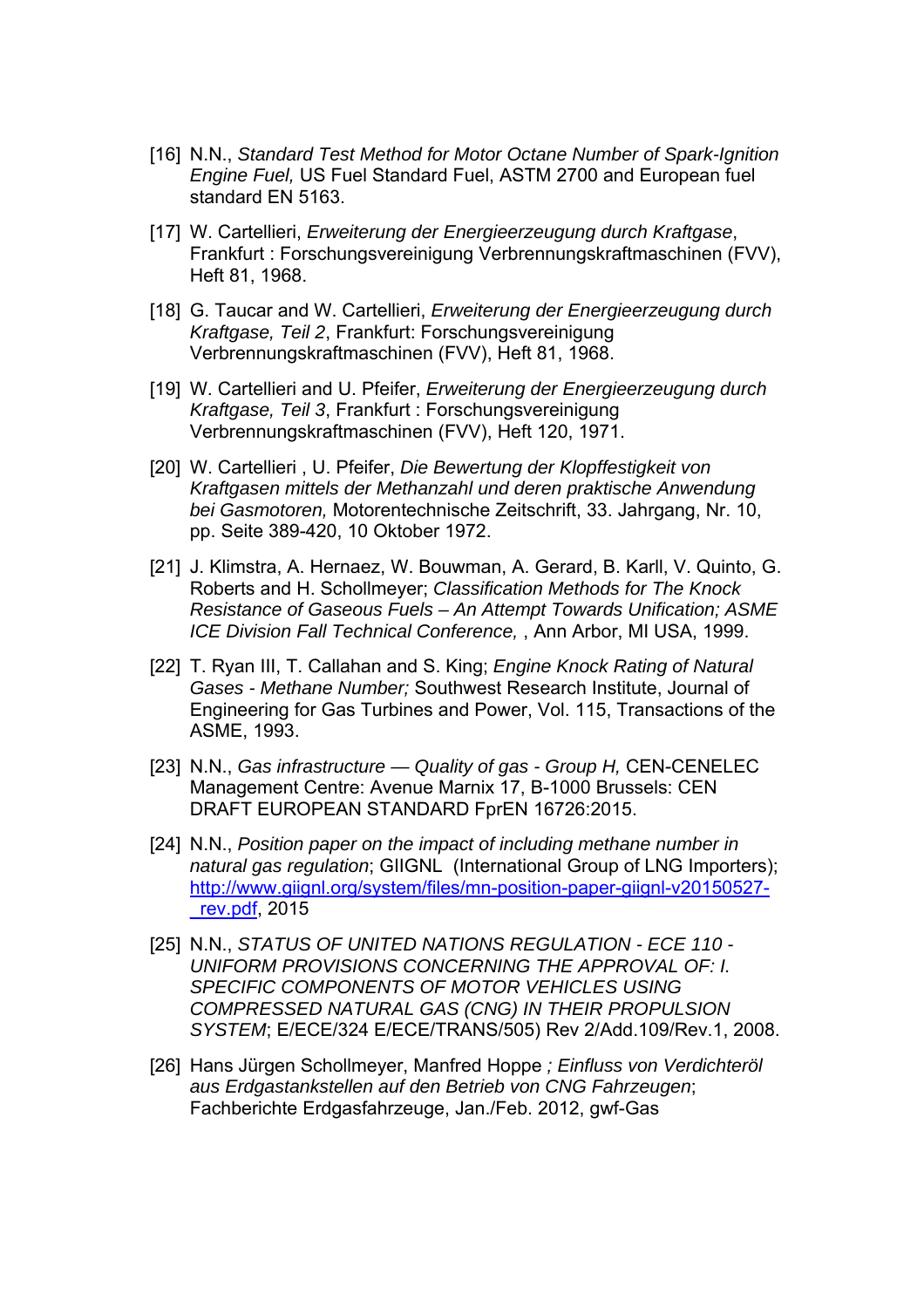[16] N.N., *Standard Test Method for Motor Octane Number of Spark-Ignition Engine Fuel,* US Fuel Standard Fuel, ASTM 2700 and European fuel standard EN 5163.

[17] W. Cartellieri, *Erweiterung der Energieerzeugung durch Kraftgase*, Frankfurt : Forschungsvereinigung Verbrennungskraftmaschinen (FVV), Heft 81, 1968.

[18] G. Taucar and W. Cartellieri, *Erweiterung der Energieerzeugung durch Kraftgase, Teil 2*, Frankfurt: Forschungsvereinigung Verbrennungskraftmaschinen (FVV), Heft 81, 1968.

[19] W. Cartellieri and U. Pfeifer, *Erweiterung der Energieerzeugung durch Kraftgase, Teil 3*, Frankfurt : Forschungsvereinigung Verbrennungskraftmaschinen (FVV), Heft 120, 1971.

[20] W. Cartellieri , U. Pfeifer, *Die Bewertung der Klopffestigkeit von Kraftgasen mittels der Methanzahl und deren praktische Anwendung bei Gasmotoren,* Motorentechnische Zeitschrift, 33. Jahrgang, Nr. 10, pp. Seite 389-420, 10 Oktober 1972.

[21] J. Klimstra, A. Hernaez, W. Bouwman, A. Gerard, B. Karll, V. Quinto, G. Roberts and H. Schollmeyer; *Classification Methods for The Knock Resistance of Gaseous Fuels – An Attempt Towards Unification; ASME ICE Division Fall Technical Conference,* , Ann Arbor, MI USA, 1999.

[22] T. Ryan III, T. Callahan and S. King; *Engine Knock Rating of Natural Gases - Methane Number;* Southwest Research Institute, Journal of Engineering for Gas Turbines and Power, Vol. 115, Transactions of the ASME, 1993.

[23] N.N., *Gas infrastructure — Quality of gas - Group H,* CEN-CENELEC Management Centre: Avenue Marnix 17, B-1000 Brussels: CEN DRAFT EUROPEAN STANDARD FprEN 16726:2015.

[24] N.N., *Position paper on the impact of including methane number in natural gas regulation*; GIIGNL (International Group of LNG Importers); [http://www.giignl.org/system/files/mn-position-paper-giignl-v20150527-_rev.pdf](http://www.giignl.org/system/files/mn-position-paper-giignl-v20150527-_rev.pdf), 2015

[25] N.N., *STATUS OF UNITED NATIONS REGULATION - ECE 110 - UNIFORM PROVISIONS CONCERNING THE APPROVAL OF: I. SPECIFIC COMPONENTS OF MOTOR VEHICLES USING COMPRESSED NATURAL GAS (CNG) IN THEIR PROPULSION SYSTEM*; E/ECE/324 E/ECE/TRANS/505) Rev 2/Add.109/Rev.1, 2008.

[26] Hans Jürgen Schollmeyer, Manfred Hoppe *; Einfluss von Verdichteröl aus Erdgastankstellen auf den Betrieb von CNG Fahrzeugen*; Fachberichte Erdgasfahrzeuge, Jan./Feb. 2012, gwf-Gas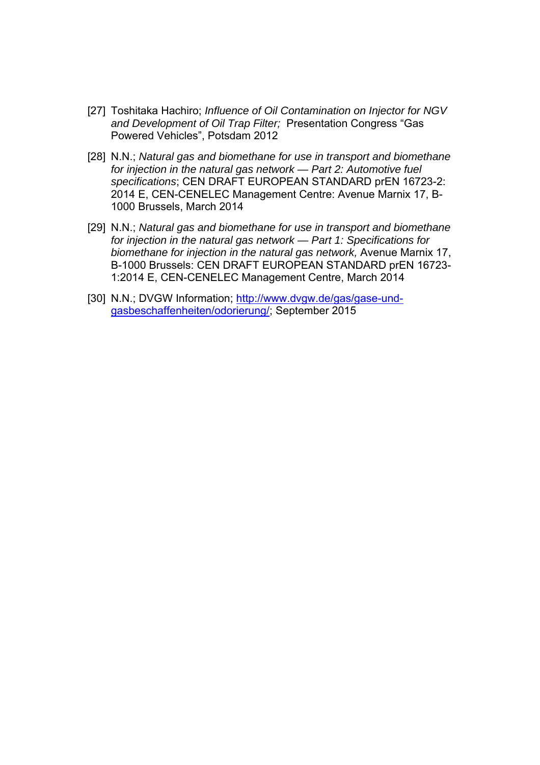[27] Toshitaka Hachiro; *Influence of Oil Contamination on Injector for NGV and Development of Oil Trap Filter;* Presentation Congress "Gas Powered Vehicles", Potsdam 2012

[28] N.N.; *Natural gas and biomethane for use in transport and biomethane for injection in the natural gas network — Part 2: Automotive fuel specifications*; CEN DRAFT EUROPEAN STANDARD prEN 16723-2: 2014 E, CEN-CENELEC Management Centre: Avenue Marnix 17, B-1000 Brussels, March 2014

[29] N.N.; *Natural gas and biomethane for use in transport and biomethane for injection in the natural gas network — Part 1: Specifications for biomethane for injection in the natural gas network,* Avenue Marnix 17, B-1000 Brussels: CEN DRAFT EUROPEAN STANDARD prEN 16723-1:2014 E, CEN-CENELEC Management Centre, March 2014

[30] N.N.; DVGW Information; http://www.dvgw.de/gas/gase-und-gasbeschaffenheiten/odorierung/; September 2015